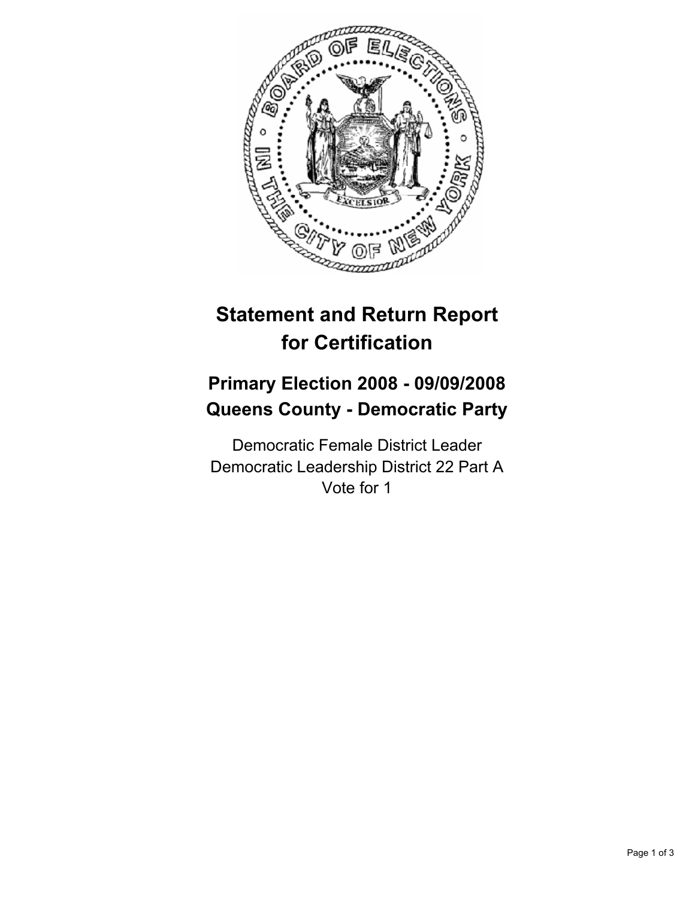# Statement and Return Report for Certification

## Primary Election 2008 - 09/09/2008
## Queens County - Democratic Party

Democratic Female District Leader
Democratic Leadership District 22 Part A
Vote for 1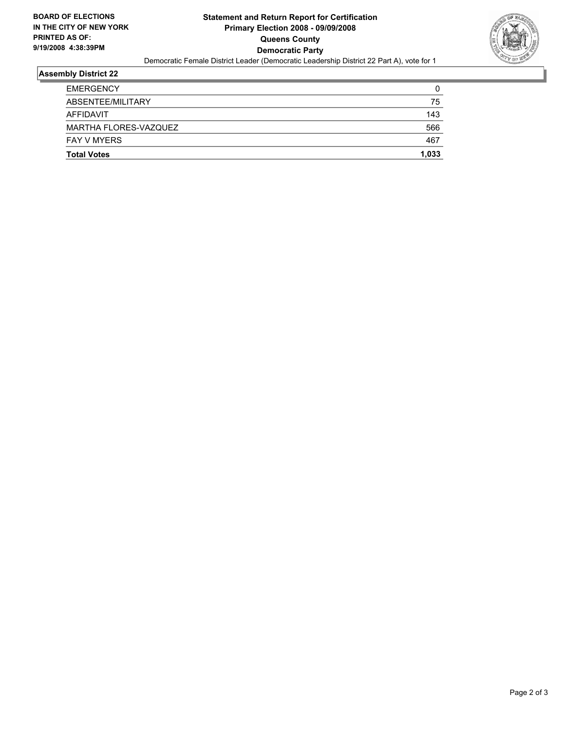**BOARD OF ELECTIONS IN THE CITY OF NEW YORK PRINTED AS OF: 9/19/2008 4:38:39PM**

# Statement and Return Report for Certification
## Primary Election 2008 - 09/09/2008
## Queens County
## Democratic Party

Democratic Female District Leader (Democratic Leadership District 22 Part A), vote for 1

### Assembly District 22

| | |
|---|---|
| EMERGENCY | 0 |
| ABSENTEE/MILITARY | 75 |
| AFFIDAVIT | 143 |
| MARTHA FLORES-VAZQUEZ | 566 |
| FAY V MYERS | 467 |
| **Total Votes** | **1,033** |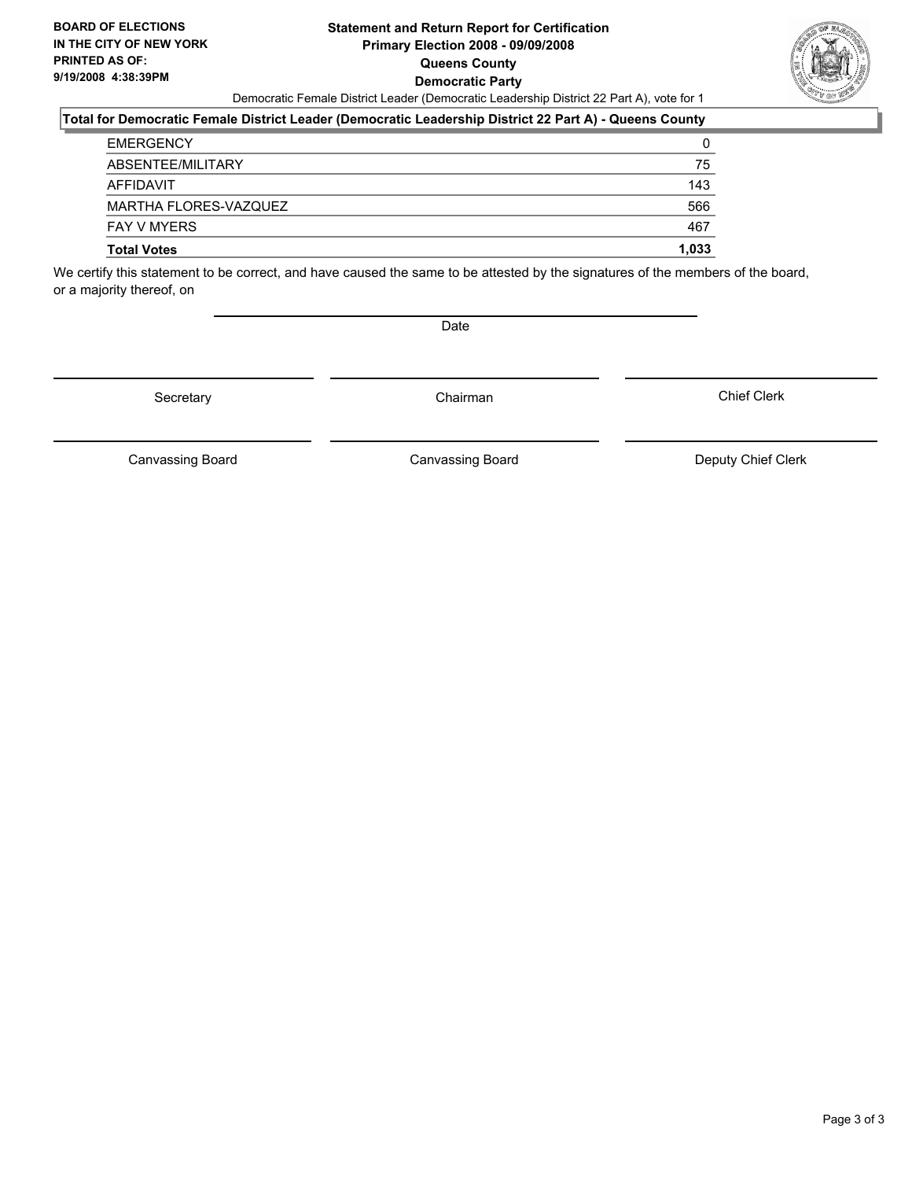**BOARD OF ELECTIONS IN THE CITY OF NEW YORK**
**PRINTED AS OF: 9/19/2008 4:38:39PM**

# Statement and Return Report for Certification
## Primary Election 2008 - 09/09/2008
## Queens County
## Democratic Party

Democratic Female District Leader (Democratic Leadership District 22 Part A), vote for 1

### Total for Democratic Female District Leader (Democratic Leadership District 22 Part A) - Queens County

| | |
|---|---|
| EMERGENCY | 0 |
| ABSENTEE/MILITARY | 75 |
| AFFIDAVIT | 143 |
| MARTHA FLORES-VAZQUEZ | 566 |
| FAY V MYERS | 467 |
| **Total Votes** | **1,033** |

We certify this statement to be correct, and have caused the same to be attested by the signatures of the members of the board, or a majority thereof, on

Date

| | | |
|---|---|---|
| Secretary | Chairman | Chief Clerk |
| Canvassing Board | Canvassing Board | Deputy Chief Clerk |